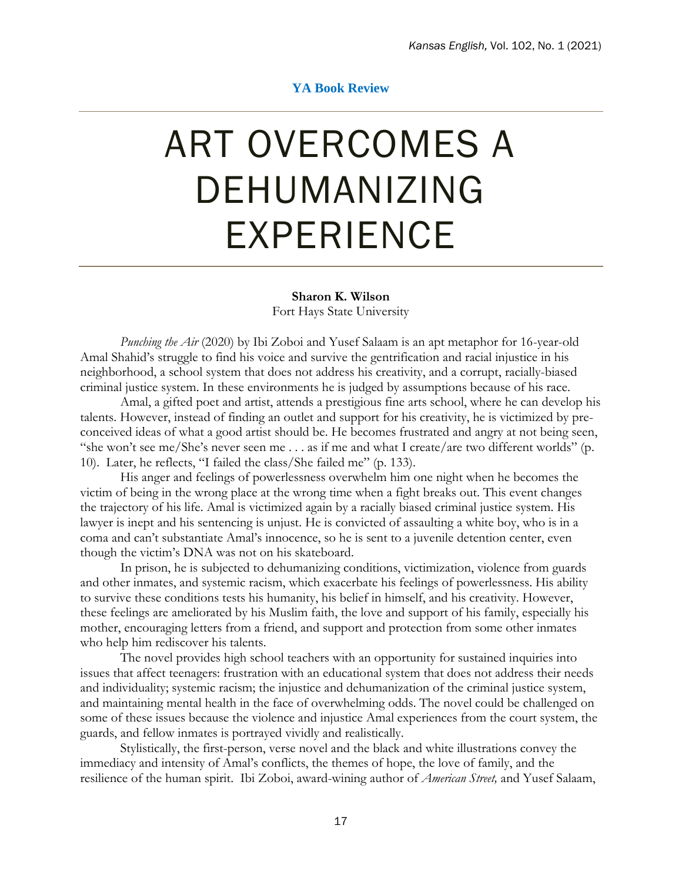**YA Book Review**

# ART OVERCOMES A DEHUMANIZING EXPERIENCE

**Sharon K. Wilson**
Fort Hays State University

*Punching the Air* (2020) by Ibi Zoboi and Yusef Salaam is an apt metaphor for 16-year-old Amal Shahid's struggle to find his voice and survive the gentrification and racial injustice in his neighborhood, a school system that does not address his creativity, and a corrupt, racially-biased criminal justice system. In these environments he is judged by assumptions because of his race.

Amal, a gifted poet and artist, attends a prestigious fine arts school, where he can develop his talents. However, instead of finding an outlet and support for his creativity, he is victimized by pre-conceived ideas of what a good artist should be. He becomes frustrated and angry at not being seen, "she won't see me/She's never seen me . . . as if me and what I create/are two different worlds" (p. 10). Later, he reflects, "I failed the class/She failed me" (p. 133).

His anger and feelings of powerlessness overwhelm him one night when he becomes the victim of being in the wrong place at the wrong time when a fight breaks out. This event changes the trajectory of his life. Amal is victimized again by a racially biased criminal justice system. His lawyer is inept and his sentencing is unjust. He is convicted of assaulting a white boy, who is in a coma and can't substantiate Amal's innocence, so he is sent to a juvenile detention center, even though the victim's DNA was not on his skateboard.

In prison, he is subjected to dehumanizing conditions, victimization, violence from guards and other inmates, and systemic racism, which exacerbate his feelings of powerlessness. His ability to survive these conditions tests his humanity, his belief in himself, and his creativity. However, these feelings are ameliorated by his Muslim faith, the love and support of his family, especially his mother, encouraging letters from a friend, and support and protection from some other inmates who help him rediscover his talents.

The novel provides high school teachers with an opportunity for sustained inquiries into issues that affect teenagers: frustration with an educational system that does not address their needs and individuality; systemic racism; the injustice and dehumanization of the criminal justice system, and maintaining mental health in the face of overwhelming odds. The novel could be challenged on some of these issues because the violence and injustice Amal experiences from the court system, the guards, and fellow inmates is portrayed vividly and realistically.

Stylistically, the first-person, verse novel and the black and white illustrations convey the immediacy and intensity of Amal's conflicts, the themes of hope, the love of family, and the resilience of the human spirit. Ibi Zoboi, award-wining author of *American Street,* and Yusef Salaam,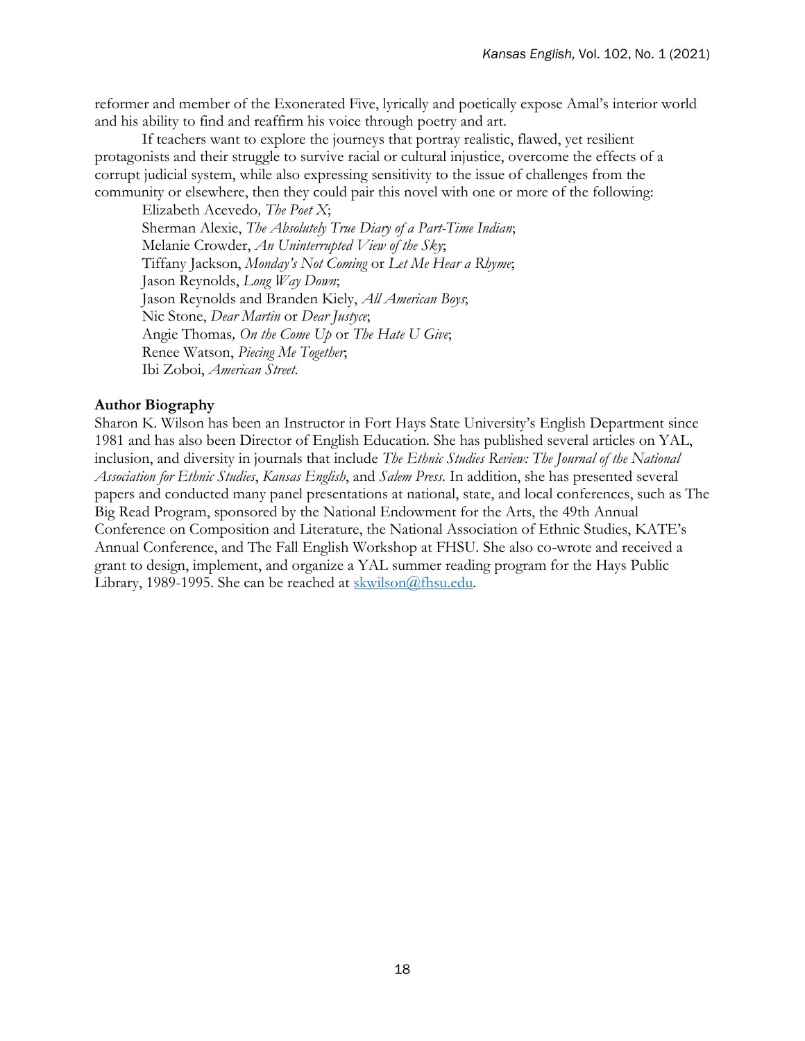reformer and member of the Exonerated Five, lyrically and poetically expose Amal's interior world and his ability to find and reaffirm his voice through poetry and art.

If teachers want to explore the journeys that portray realistic, flawed, yet resilient protagonists and their struggle to survive racial or cultural injustice, overcome the effects of a corrupt judicial system, while also expressing sensitivity to the issue of challenges from the community or elsewhere, then they could pair this novel with one or more of the following:

Elizabeth Acevedo, *The Poet X*;
Sherman Alexie, *The Absolutely True Diary of a Part-Time Indian*;
Melanie Crowder, *An Uninterrupted View of the Sky*;
Tiffany Jackson, *Monday's Not Coming* or *Let Me Hear a Rhyme*;
Jason Reynolds, *Long Way Down*;
Jason Reynolds and Branden Kiely, *All American Boys*;
Nic Stone, *Dear Martin* or *Dear Justyce*;
Angie Thomas, *On the Come Up* or *The Hate U Give*;
Renee Watson, *Piecing Me Together*;
Ibi Zoboi, *American Street*.

**Author Biography**

Sharon K. Wilson has been an Instructor in Fort Hays State University's English Department since 1981 and has also been Director of English Education. She has published several articles on YAL, inclusion, and diversity in journals that include *The Ethnic Studies Review: The Journal of the National Association for Ethnic Studies*, *Kansas English*, and *Salem Press*. In addition, she has presented several papers and conducted many panel presentations at national, state, and local conferences, such as The Big Read Program, sponsored by the National Endowment for the Arts, the 49th Annual Conference on Composition and Literature, the National Association of Ethnic Studies, KATE's Annual Conference, and The Fall English Workshop at FHSU. She also co-wrote and received a grant to design, implement, and organize a YAL summer reading program for the Hays Public Library, 1989-1995. She can be reached at skwilson@fhsu.edu.